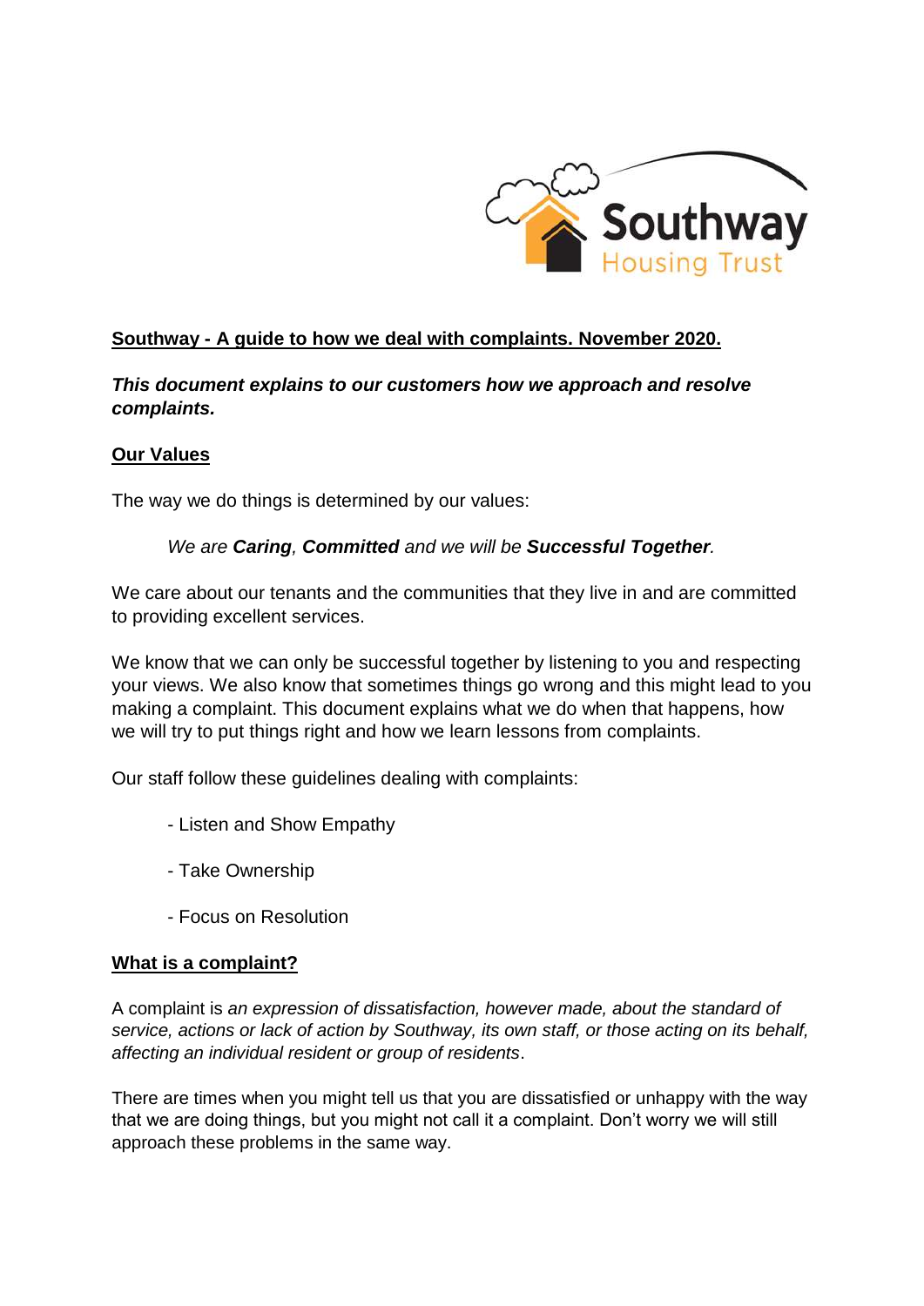# Southway - A guide to how we deal with complaints. November 2020.

***This document explains to our customers how we approach and resolve complaints.***

## Our Values

The way we do things is determined by our values:

> *We are **Caring**, **Committed** and we will be **Successful Together**.*

We care about our tenants and the communities that they live in and are committed to providing excellent services.

We know that we can only be successful together by listening to you and respecting your views. We also know that sometimes things go wrong and this might lead to you making a complaint. This document explains what we do when that happens, how we will try to put things right and how we learn lessons from complaints.

Our staff follow these guidelines dealing with complaints:

- Listen and Show Empathy
- Take Ownership
- Focus on Resolution

## What is a complaint?

A complaint is *an expression of dissatisfaction, however made, about the standard of service, actions or lack of action by Southway, its own staff, or those acting on its behalf, affecting an individual resident or group of residents*.

There are times when you might tell us that you are dissatisfied or unhappy with the way that we are doing things, but you might not call it a complaint. Don't worry we will still approach these problems in the same way.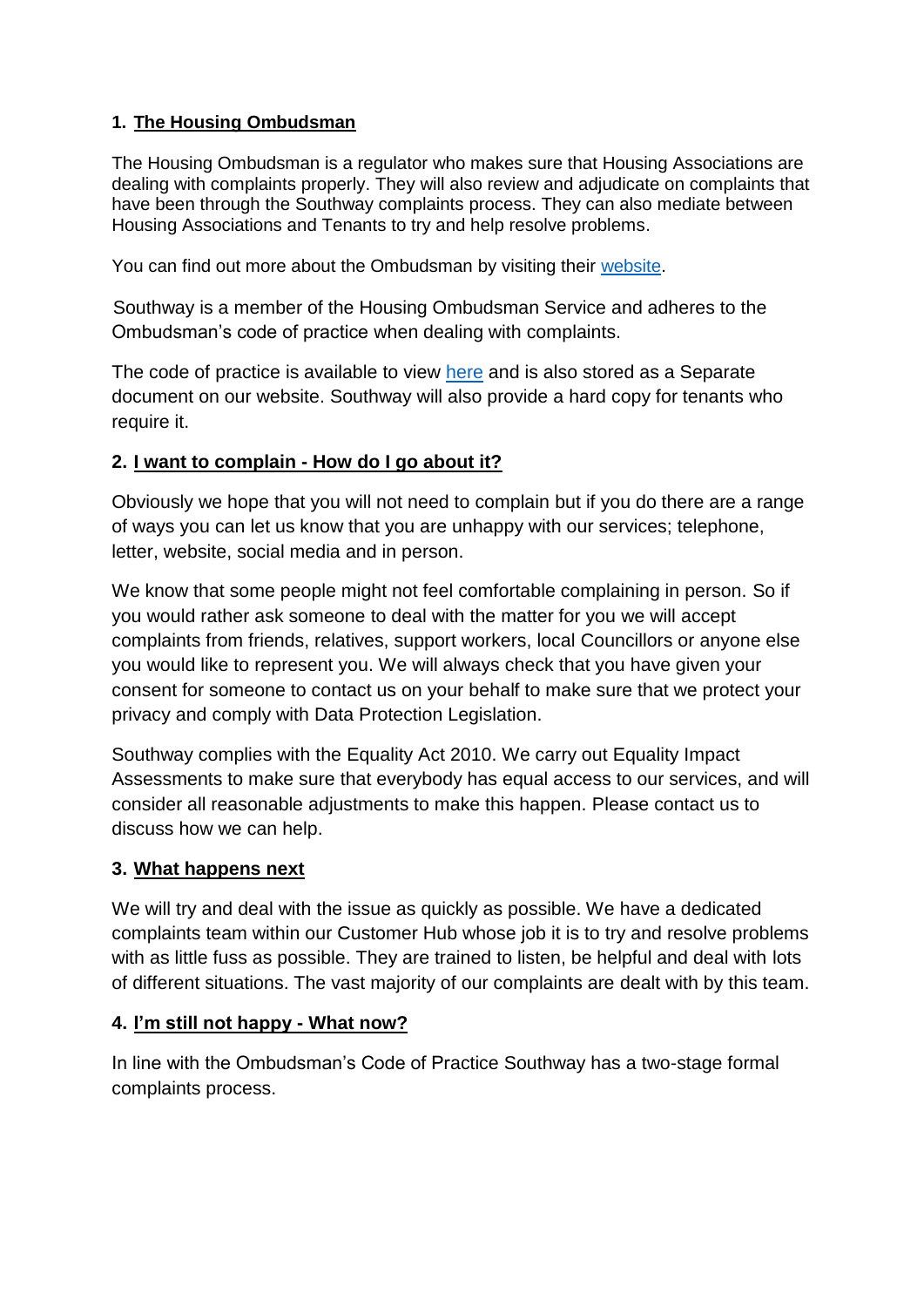## 1. The Housing Ombudsman

The Housing Ombudsman is a regulator who makes sure that Housing Associations are dealing with complaints properly. They will also review and adjudicate on complaints that have been through the Southway complaints process. They can also mediate between Housing Associations and Tenants to try and help resolve problems.

You can find out more about the Ombudsman by visiting their website.

Southway is a member of the Housing Ombudsman Service and adheres to the Ombudsman's code of practice when dealing with complaints.

The code of practice is available to view here and is also stored as a Separate document on our website. Southway will also provide a hard copy for tenants who require it.

## 2. I want to complain - How do I go about it?

Obviously we hope that you will not need to complain but if you do there are a range of ways you can let us know that you are unhappy with our services; telephone, letter, website, social media and in person.

We know that some people might not feel comfortable complaining in person. So if you would rather ask someone to deal with the matter for you we will accept complaints from friends, relatives, support workers, local Councillors or anyone else you would like to represent you. We will always check that you have given your consent for someone to contact us on your behalf to make sure that we protect your privacy and comply with Data Protection Legislation.

Southway complies with the Equality Act 2010. We carry out Equality Impact Assessments to make sure that everybody has equal access to our services, and will consider all reasonable adjustments to make this happen. Please contact us to discuss how we can help.

## 3. What happens next

We will try and deal with the issue as quickly as possible. We have a dedicated complaints team within our Customer Hub whose job it is to try and resolve problems with as little fuss as possible. They are trained to listen, be helpful and deal with lots of different situations. The vast majority of our complaints are dealt with by this team.

## 4. I'm still not happy - What now?

In line with the Ombudsman's Code of Practice Southway has a two-stage formal complaints process.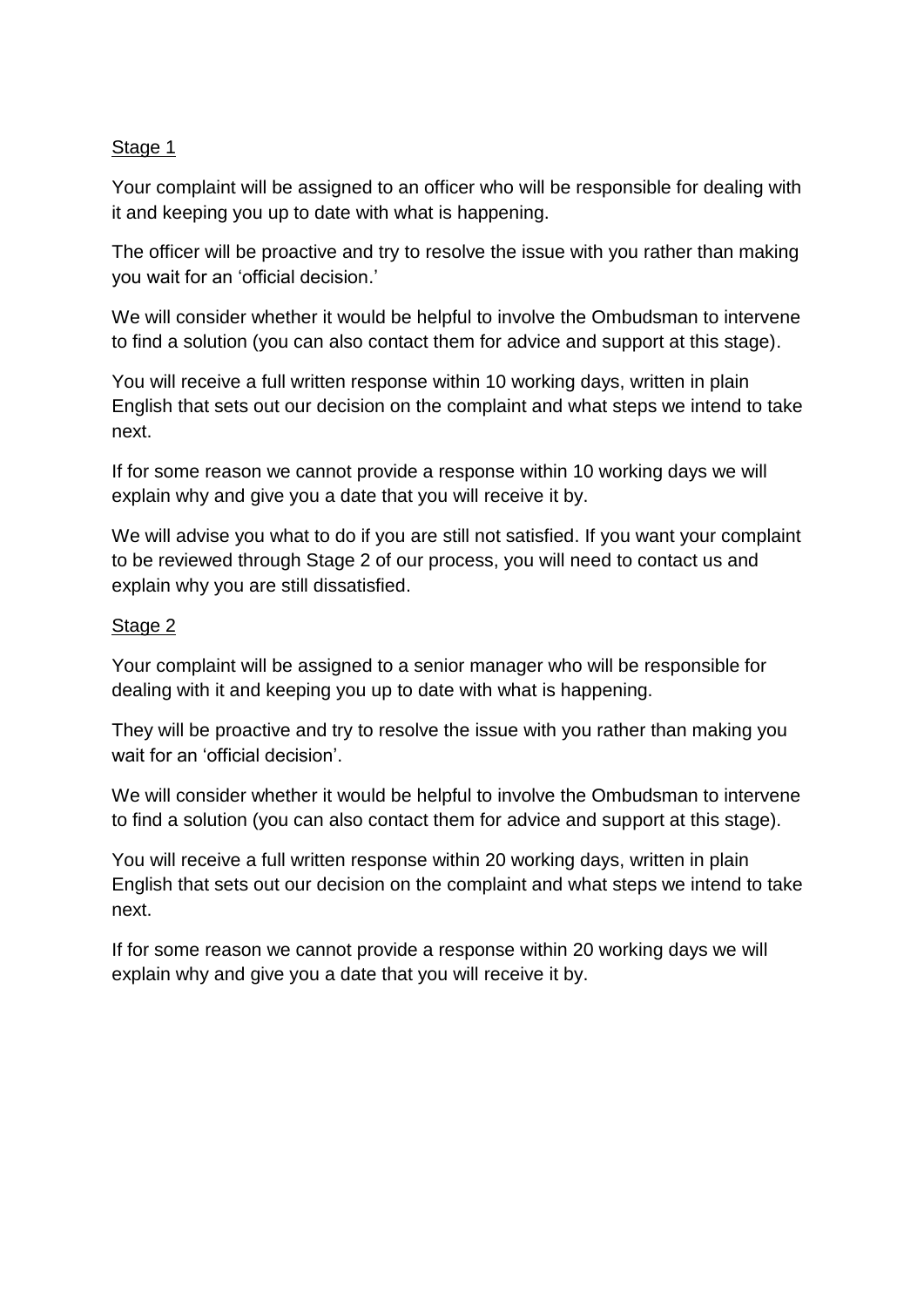<u>Stage 1</u>

Your complaint will be assigned to an officer who will be responsible for dealing with it and keeping you up to date with what is happening.

The officer will be proactive and try to resolve the issue with you rather than making you wait for an 'official decision.'

We will consider whether it would be helpful to involve the Ombudsman to intervene to find a solution (you can also contact them for advice and support at this stage).

You will receive a full written response within 10 working days, written in plain English that sets out our decision on the complaint and what steps we intend to take next.

If for some reason we cannot provide a response within 10 working days we will explain why and give you a date that you will receive it by.

We will advise you what to do if you are still not satisfied. If you want your complaint to be reviewed through Stage 2 of our process, you will need to contact us and explain why you are still dissatisfied.

<u>Stage 2</u>

Your complaint will be assigned to a senior manager who will be responsible for dealing with it and keeping you up to date with what is happening.

They will be proactive and try to resolve the issue with you rather than making you wait for an 'official decision'.

We will consider whether it would be helpful to involve the Ombudsman to intervene to find a solution (you can also contact them for advice and support at this stage).

You will receive a full written response within 20 working days, written in plain English that sets out our decision on the complaint and what steps we intend to take next.

If for some reason we cannot provide a response within 20 working days we will explain why and give you a date that you will receive it by.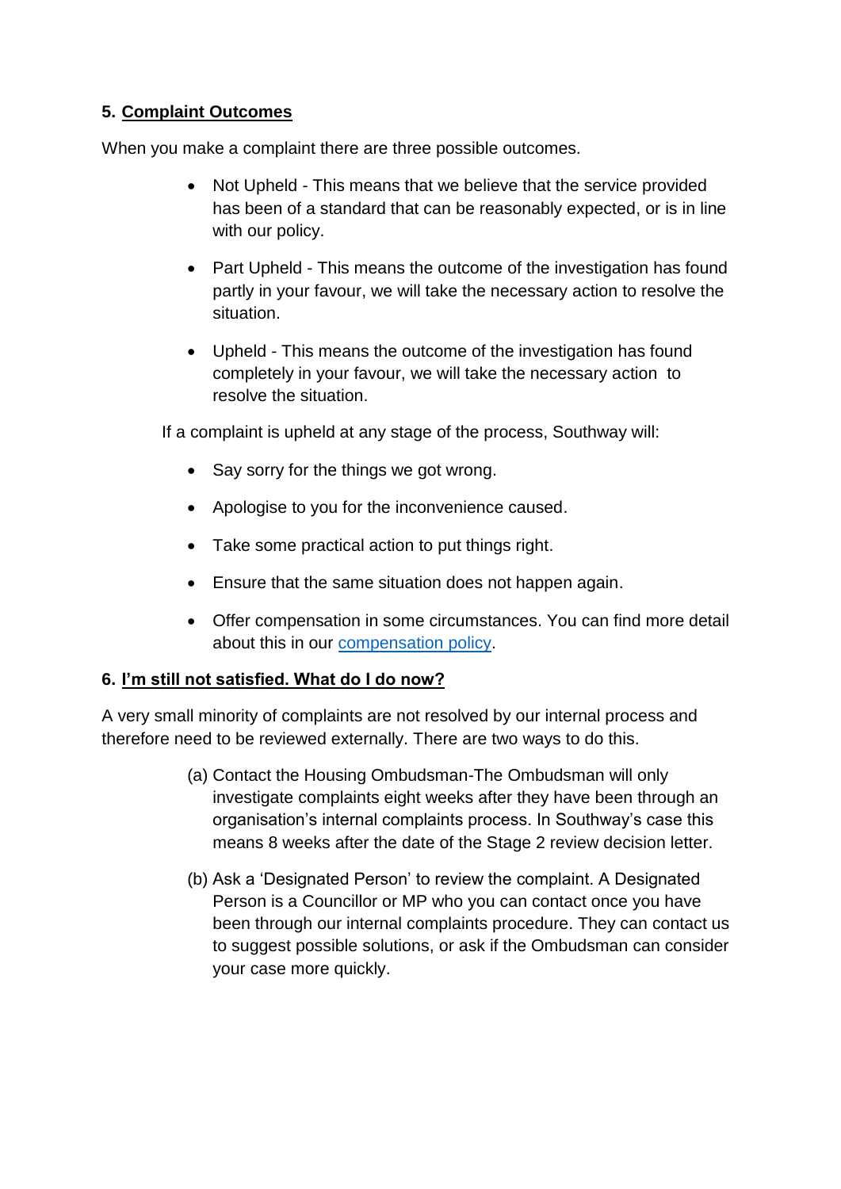## 5. Complaint Outcomes

When you make a complaint there are three possible outcomes.

- Not Upheld - This means that we believe that the service provided has been of a standard that can be reasonably expected, or is in line with our policy.
- Part Upheld - This means the outcome of the investigation has found partly in your favour, we will take the necessary action to resolve the situation.
- Upheld - This means the outcome of the investigation has found completely in your favour, we will take the necessary action to resolve the situation.

If a complaint is upheld at any stage of the process, Southway will:

- Say sorry for the things we got wrong.
- Apologise to you for the inconvenience caused.
- Take some practical action to put things right.
- Ensure that the same situation does not happen again.
- Offer compensation in some circumstances. You can find more detail about this in our compensation policy.

## 6. I'm still not satisfied. What do I do now?

A very small minority of complaints are not resolved by our internal process and therefore need to be reviewed externally. There are two ways to do this.

(a) Contact the Housing Ombudsman-The Ombudsman will only investigate complaints eight weeks after they have been through an organisation's internal complaints process. In Southway's case this means 8 weeks after the date of the Stage 2 review decision letter.

(b) Ask a 'Designated Person' to review the complaint. A Designated Person is a Councillor or MP who you can contact once you have been through our internal complaints procedure. They can contact us to suggest possible solutions, or ask if the Ombudsman can consider your case more quickly.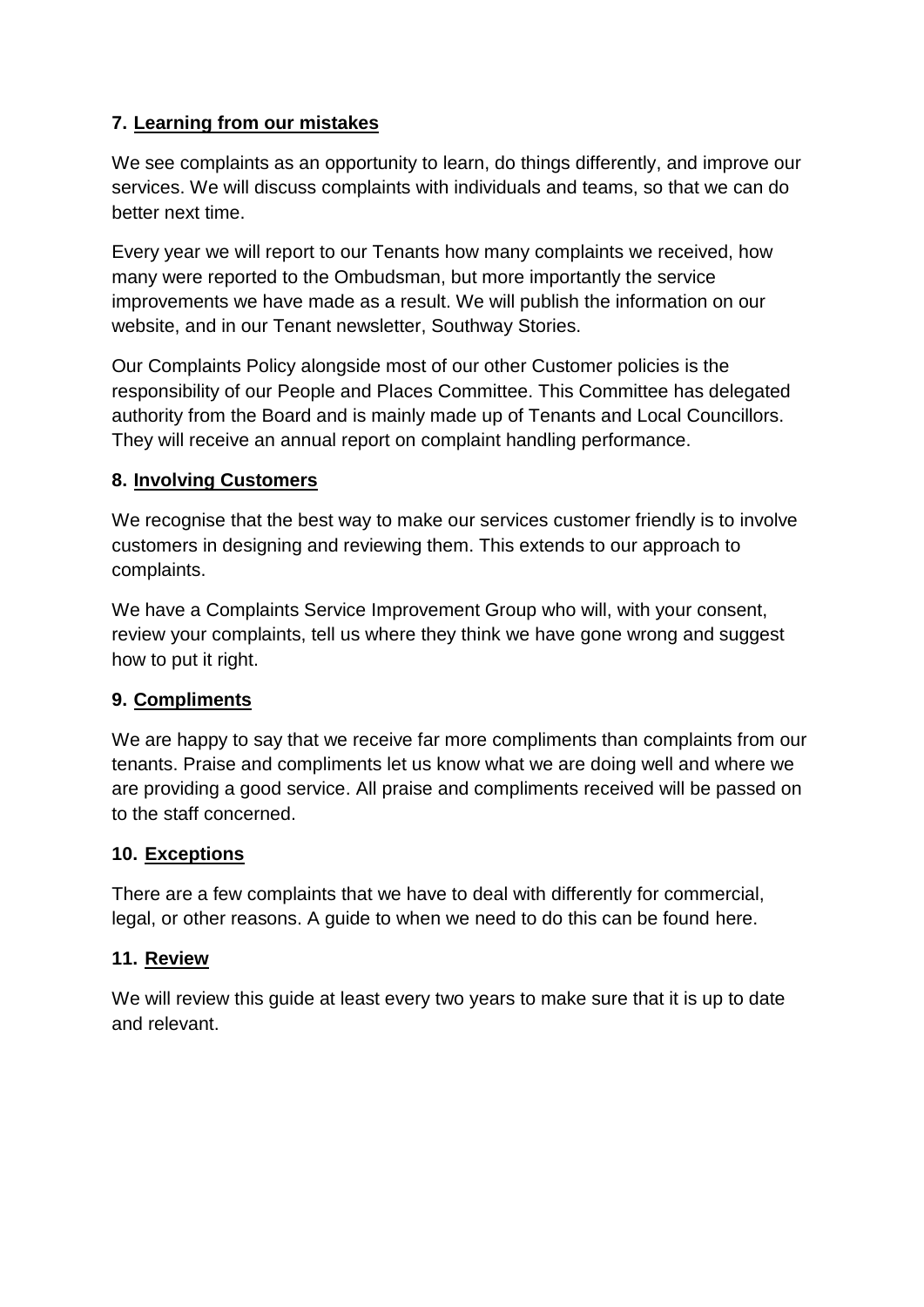## 7. Learning from our mistakes

We see complaints as an opportunity to learn, do things differently, and improve our services. We will discuss complaints with individuals and teams, so that we can do better next time.

Every year we will report to our Tenants how many complaints we received, how many were reported to the Ombudsman, but more importantly the service improvements we have made as a result. We will publish the information on our website, and in our Tenant newsletter, Southway Stories.

Our Complaints Policy alongside most of our other Customer policies is the responsibility of our People and Places Committee. This Committee has delegated authority from the Board and is mainly made up of Tenants and Local Councillors. They will receive an annual report on complaint handling performance.

## 8. Involving Customers

We recognise that the best way to make our services customer friendly is to involve customers in designing and reviewing them. This extends to our approach to complaints.

We have a Complaints Service Improvement Group who will, with your consent, review your complaints, tell us where they think we have gone wrong and suggest how to put it right.

## 9. Compliments

We are happy to say that we receive far more compliments than complaints from our tenants. Praise and compliments let us know what we are doing well and where we are providing a good service. All praise and compliments received will be passed on to the staff concerned.

## 10. Exceptions

There are a few complaints that we have to deal with differently for commercial, legal, or other reasons. A guide to when we need to do this can be found here.

## 11. Review

We will review this guide at least every two years to make sure that it is up to date and relevant.